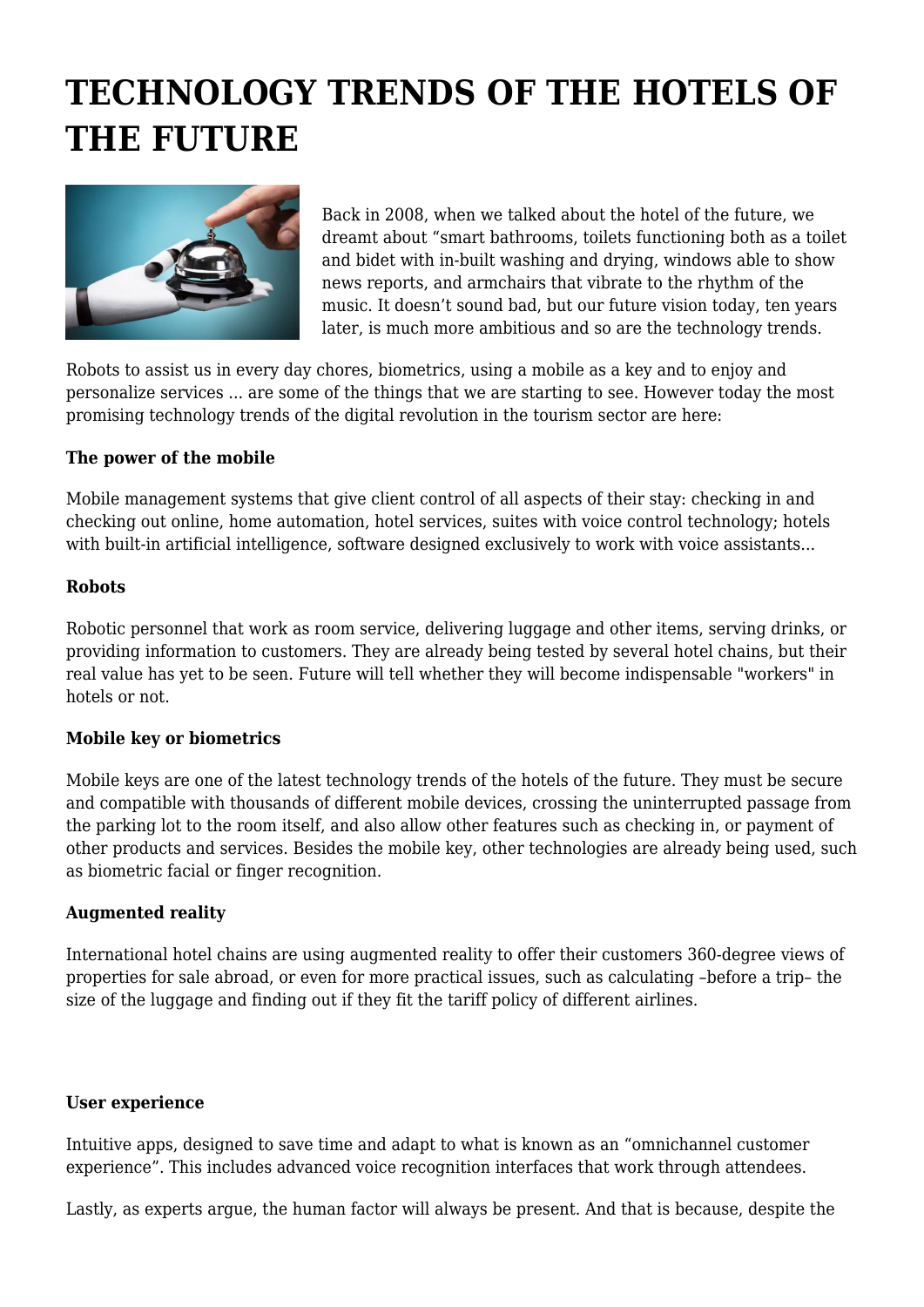# TECHNOLOGY TRENDS OF THE HOTELS OF THE FUTURE

Back in 2008, when we talked about the hotel of the future, we dreamt about "smart bathrooms, toilets functioning both as a toilet and bidet with in-built washing and drying, windows able to show news reports, and armchairs that vibrate to the rhythm of the music. It doesn't sound bad, but our future vision today, ten years later, is much more ambitious and so are the technology trends.

Robots to assist us in every day chores, biometrics, using a mobile as a key and to enjoy and personalize services ... are some of the things that we are starting to see. However today the most promising technology trends of the digital revolution in the tourism sector are here:

**The power of the mobile**

Mobile management systems that give client control of all aspects of their stay: checking in and checking out online, home automation, hotel services, suites with voice control technology; hotels with built-in artificial intelligence, software designed exclusively to work with voice assistants...

**Robots**

Robotic personnel that work as room service, delivering luggage and other items, serving drinks, or providing information to customers. They are already being tested by several hotel chains, but their real value has yet to be seen. Future will tell whether they will become indispensable "workers" in hotels or not.

**Mobile key or biometrics**

Mobile keys are one of the latest technology trends of the hotels of the future. They must be secure and compatible with thousands of different mobile devices, crossing the uninterrupted passage from the parking lot to the room itself, and also allow other features such as checking in, or payment of other products and services. Besides the mobile key, other technologies are already being used, such as biometric facial or finger recognition.

**Augmented reality**

International hotel chains are using augmented reality to offer their customers 360-degree views of properties for sale abroad, or even for more practical issues, such as calculating –before a trip– the size of the luggage and finding out if they fit the tariff policy of different airlines.

**User experience**

Intuitive apps, designed to save time and adapt to what is known as an "omnichannel customer experience". This includes advanced voice recognition interfaces that work through attendees.

Lastly, as experts argue, the human factor will always be present. And that is because, despite the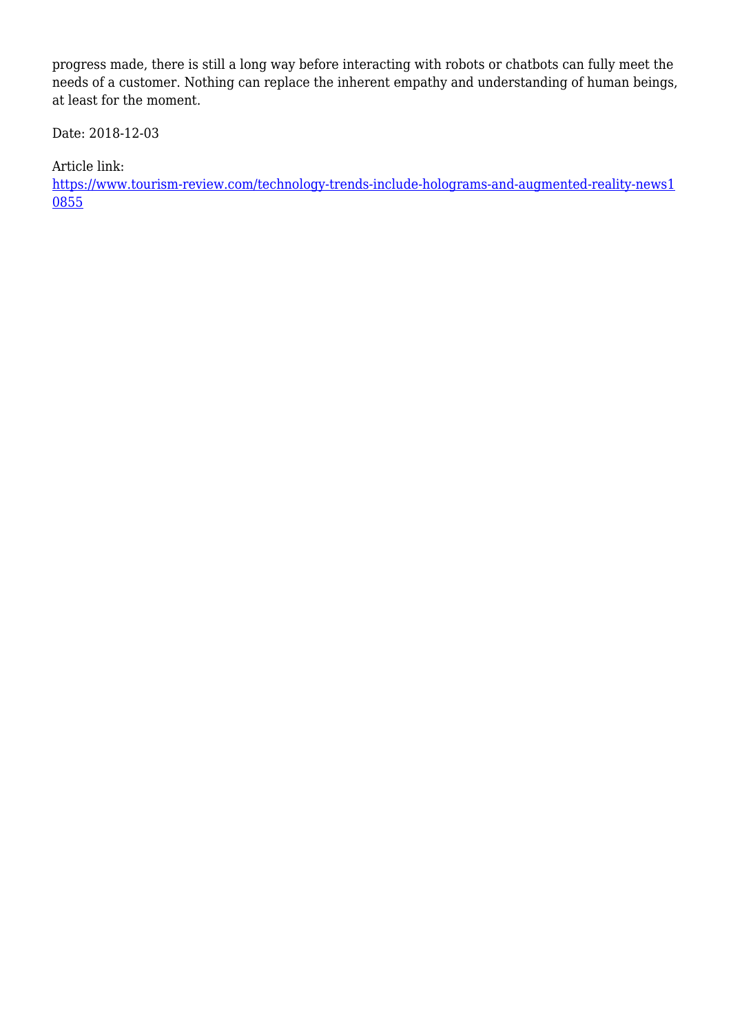progress made, there is still a long way before interacting with robots or chatbots can fully meet the needs of a customer. Nothing can replace the inherent empathy and understanding of human beings, at least for the moment.

Date: 2018-12-03

Article link:
[https://www.tourism-review.com/technology-trends-include-holograms-and-augmented-reality-news10855](https://www.tourism-review.com/technology-trends-include-holograms-and-augmented-reality-news10855)